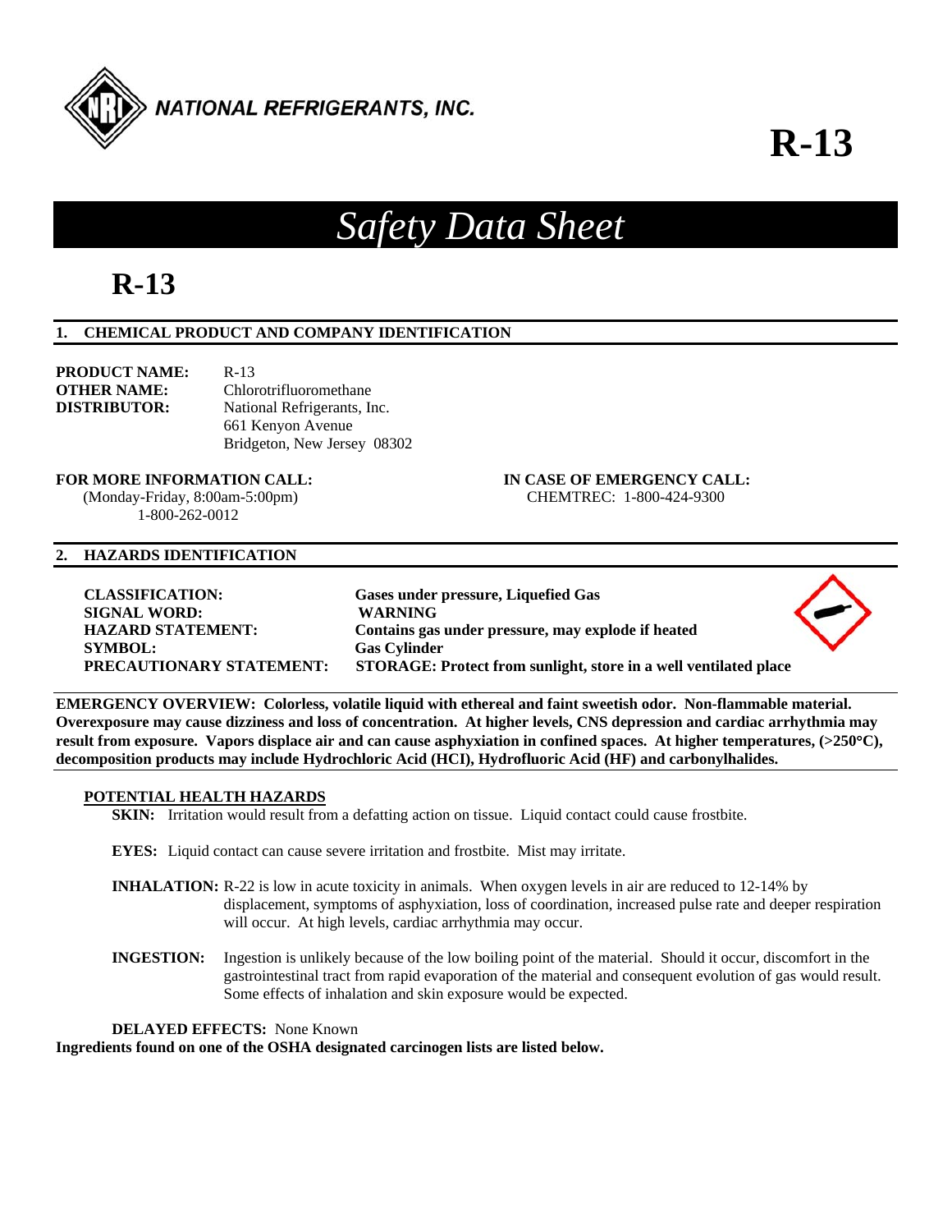NATIONAL REFRIGERANTS, INC.

# R-13

# *Safety Data Sheet*

# R-13

## 1. CHEMICAL PRODUCT AND COMPANY IDENTIFICATION

**PRODUCT NAME:** R-13
**OTHER NAME:** Chlorotrifluoromethane
**DISTRIBUTOR:** National Refrigerants, Inc.
661 Kenyon Avenue
Bridgeton, New Jersey 08302

**FOR MORE INFORMATION CALL:**
(Monday-Friday, 8:00am-5:00pm)
1-800-262-0012

**IN CASE OF EMERGENCY CALL:**
CHEMTREC: 1-800-424-9300

## 2. HAZARDS IDENTIFICATION

**CLASSIFICATION:** **Gases under pressure, Liquefied Gas**
**SIGNAL WORD:** **WARNING**
**HAZARD STATEMENT:** **Contains gas under pressure, may explode if heated**
**SYMBOL:** **Gas Cylinder**
**PRECAUTIONARY STATEMENT:** **STORAGE: Protect from sunlight, store in a well ventilated place**

**EMERGENCY OVERVIEW: Colorless, volatile liquid with ethereal and faint sweetish odor. Non-flammable material. Overexposure may cause dizziness and loss of concentration. At higher levels, CNS depression and cardiac arrhythmia may result from exposure. Vapors displace air and can cause asphyxiation in confined spaces. At higher temperatures, (>250°C), decomposition products may include Hydrochloric Acid (HCI), Hydrofluoric Acid (HF) and carbonylhalides.**

**POTENTIAL HEALTH HAZARDS**

**SKIN:** Irritation would result from a defatting action on tissue. Liquid contact could cause frostbite.

**EYES:** Liquid contact can cause severe irritation and frostbite. Mist may irritate.

**INHALATION:** R-22 is low in acute toxicity in animals. When oxygen levels in air are reduced to 12-14% by displacement, symptoms of asphyxiation, loss of coordination, increased pulse rate and deeper respiration will occur. At high levels, cardiac arrhythmia may occur.

**INGESTION:** Ingestion is unlikely because of the low boiling point of the material. Should it occur, discomfort in the gastrointestinal tract from rapid evaporation of the material and consequent evolution of gas would result. Some effects of inhalation and skin exposure would be expected.

**DELAYED EFFECTS:** None Known

**Ingredients found on one of the OSHA designated carcinogen lists are listed below.**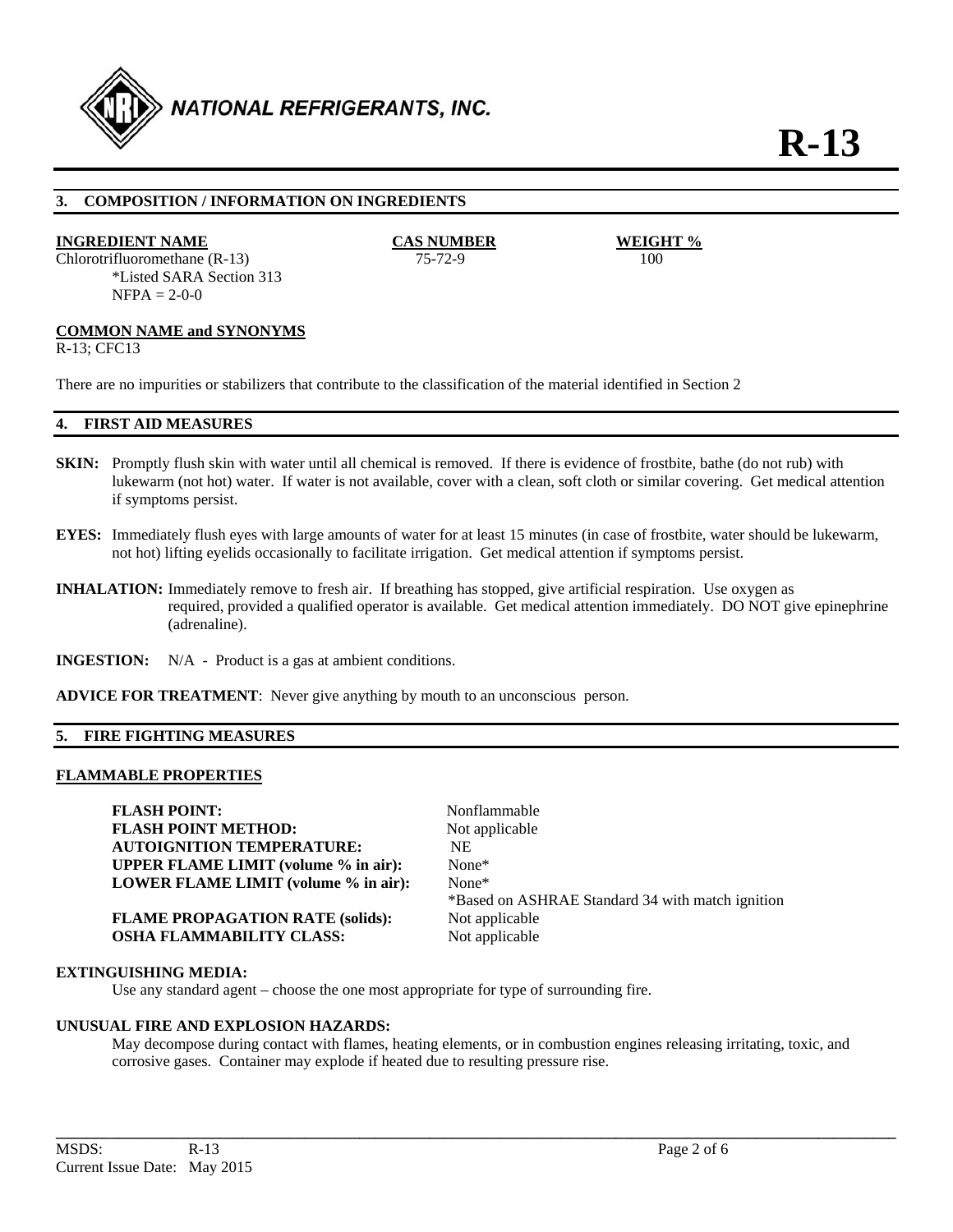## 3. COMPOSITION / INFORMATION ON INGREDIENTS

| INGREDIENT NAME | CAS NUMBER | WEIGHT % |
|---|---|---|
| Chlorotrifluoromethane (R-13)<br>*Listed SARA Section 313<br>NFPA = 2-0-0 | 75-72-9 | 100 |

**COMMON NAME and SYNONYMS**
R-13; CFC13

There are no impurities or stabilizers that contribute to the classification of the material identified in Section 2

## 4. FIRST AID MEASURES

**SKIN:** Promptly flush skin with water until all chemical is removed. If there is evidence of frostbite, bathe (do not rub) with lukewarm (not hot) water. If water is not available, cover with a clean, soft cloth or similar covering. Get medical attention if symptoms persist.

**EYES:** Immediately flush eyes with large amounts of water for at least 15 minutes (in case of frostbite, water should be lukewarm, not hot) lifting eyelids occasionally to facilitate irrigation. Get medical attention if symptoms persist.

**INHALATION:** Immediately remove to fresh air. If breathing has stopped, give artificial respiration. Use oxygen as required, provided a qualified operator is available. Get medical attention immediately. DO NOT give epinephrine (adrenaline).

**INGESTION:** N/A - Product is a gas at ambient conditions.

**ADVICE FOR TREATMENT**: Never give anything by mouth to an unconscious person.

## 5. FIRE FIGHTING MEASURES

**FLAMMABLE PROPERTIES**

| | |
|---|---|
| **FLASH POINT:** | Nonflammable |
| **FLASH POINT METHOD:** | Not applicable |
| **AUTOIGNITION TEMPERATURE:** | NE |
| **UPPER FLAME LIMIT (volume % in air):** | None* |
| **LOWER FLAME LIMIT (volume % in air):** | None*<br>*Based on ASHRAE Standard 34 with match ignition |
| **FLAME PROPAGATION RATE (solids):** | Not applicable |
| **OSHA FLAMMABILITY CLASS:** | Not applicable |

**EXTINGUISHING MEDIA:**
Use any standard agent – choose the one most appropriate for type of surrounding fire.

**UNUSUAL FIRE AND EXPLOSION HAZARDS:**
May decompose during contact with flames, heating elements, or in combustion engines releasing irritating, toxic, and corrosive gases. Container may explode if heated due to resulting pressure rise.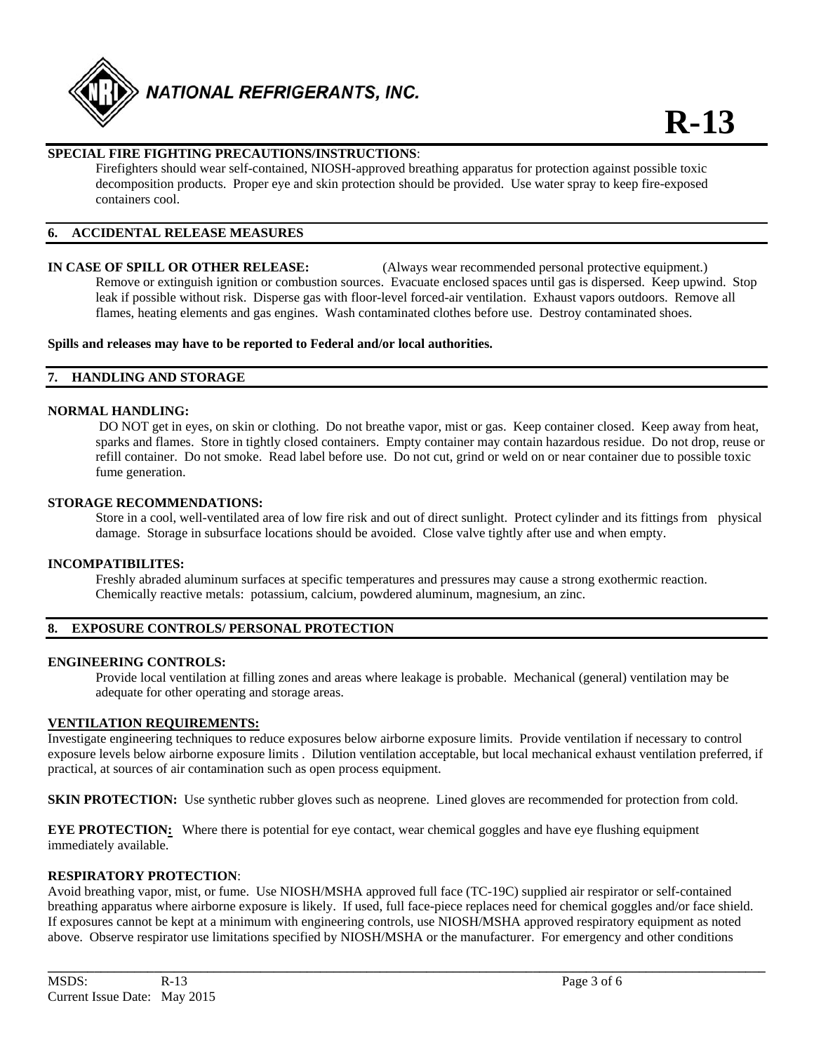**SPECIAL FIRE FIGHTING PRECAUTIONS/INSTRUCTIONS**:

Firefighters should wear self-contained, NIOSH-approved breathing apparatus for protection against possible toxic decomposition products. Proper eye and skin protection should be provided. Use water spray to keep fire-exposed containers cool.

## 6. ACCIDENTAL RELEASE MEASURES

**IN CASE OF SPILL OR OTHER RELEASE:** (Always wear recommended personal protective equipment.)

Remove or extinguish ignition or combustion sources. Evacuate enclosed spaces until gas is dispersed. Keep upwind. Stop leak if possible without risk. Disperse gas with floor-level forced-air ventilation. Exhaust vapors outdoors. Remove all flames, heating elements and gas engines. Wash contaminated clothes before use. Destroy contaminated shoes.

**Spills and releases may have to be reported to Federal and/or local authorities.**

## 7. HANDLING AND STORAGE

**NORMAL HANDLING:**

DO NOT get in eyes, on skin or clothing. Do not breathe vapor, mist or gas. Keep container closed. Keep away from heat, sparks and flames. Store in tightly closed containers. Empty container may contain hazardous residue. Do not drop, reuse or refill container. Do not smoke. Read label before use. Do not cut, grind or weld on or near container due to possible toxic fume generation.

**STORAGE RECOMMENDATIONS:**

Store in a cool, well-ventilated area of low fire risk and out of direct sunlight. Protect cylinder and its fittings from physical damage. Storage in subsurface locations should be avoided. Close valve tightly after use and when empty.

**INCOMPATIBILITES:**

Freshly abraded aluminum surfaces at specific temperatures and pressures may cause a strong exothermic reaction. Chemically reactive metals: potassium, calcium, powdered aluminum, magnesium, an zinc.

## 8. EXPOSURE CONTROLS/ PERSONAL PROTECTION

**ENGINEERING CONTROLS:**

Provide local ventilation at filling zones and areas where leakage is probable. Mechanical (general) ventilation may be adequate for other operating and storage areas.

**VENTILATION REQUIREMENTS:**

Investigate engineering techniques to reduce exposures below airborne exposure limits. Provide ventilation if necessary to control exposure levels below airborne exposure limits . Dilution ventilation acceptable, but local mechanical exhaust ventilation preferred, if practical, at sources of air contamination such as open process equipment.

**SKIN PROTECTION:** Use synthetic rubber gloves such as neoprene. Lined gloves are recommended for protection from cold.

**EYE PROTECTION:** Where there is potential for eye contact, wear chemical goggles and have eye flushing equipment immediately available.

**RESPIRATORY PROTECTION**:

Avoid breathing vapor, mist, or fume. Use NIOSH/MSHA approved full face (TC-19C) supplied air respirator or self-contained breathing apparatus where airborne exposure is likely. If used, full face-piece replaces need for chemical goggles and/or face shield. If exposures cannot be kept at a minimum with engineering controls, use NIOSH/MSHA approved respiratory equipment as noted above. Observe respirator use limitations specified by NIOSH/MSHA or the manufacturer. For emergency and other conditions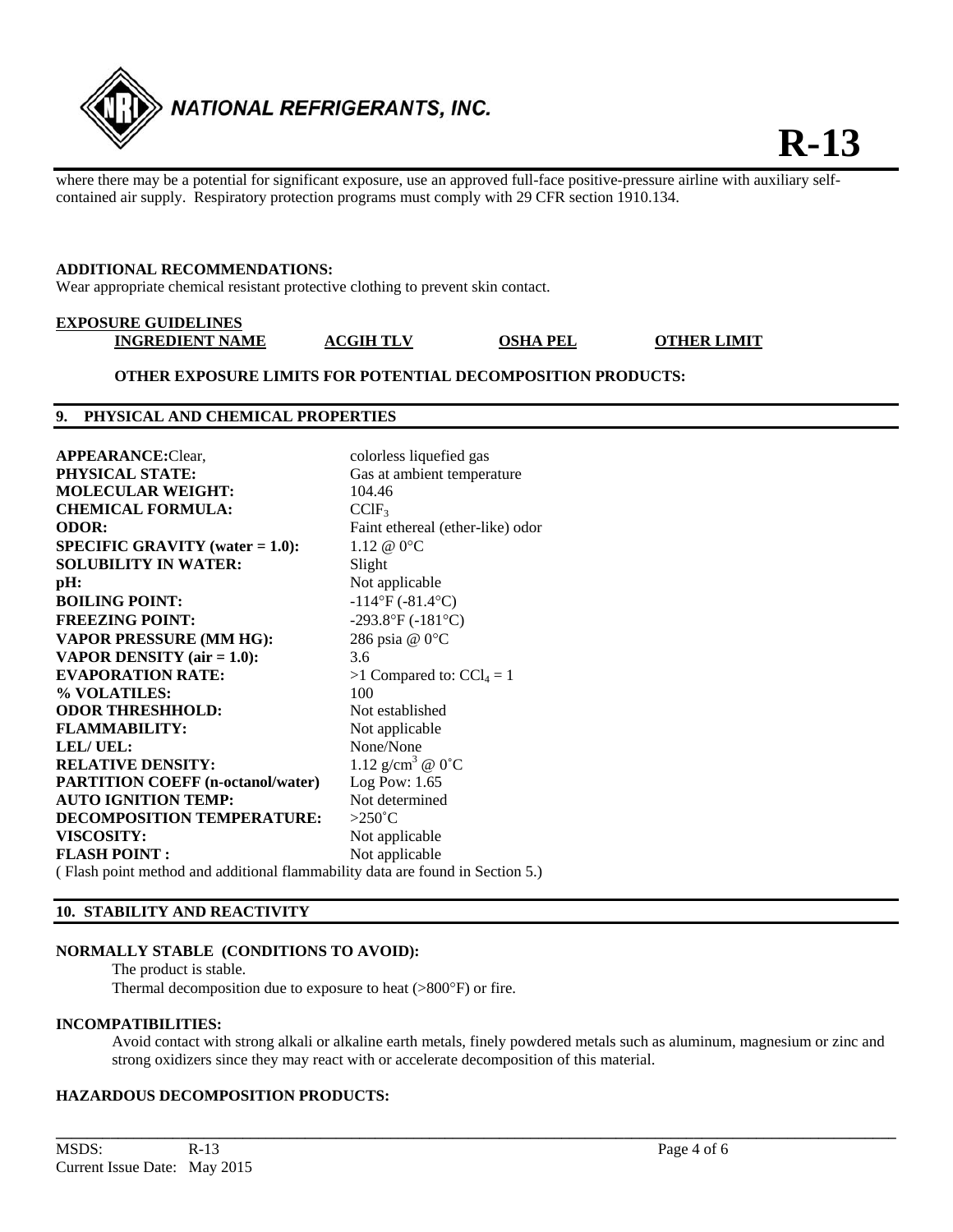where there may be a potential for significant exposure, use an approved full-face positive-pressure airline with auxiliary self-contained air supply. Respiratory protection programs must comply with 29 CFR section 1910.134.

**ADDITIONAL RECOMMENDATIONS:**
Wear appropriate chemical resistant protective clothing to prevent skin contact.

**EXPOSURE GUIDELINES**

| INGREDIENT NAME | ACGIH TLV | OSHA PEL | OTHER LIMIT |
|---|---|---|---|

**OTHER EXPOSURE LIMITS FOR POTENTIAL DECOMPOSITION PRODUCTS:**

## 9. PHYSICAL AND CHEMICAL PROPERTIES

| | |
|---|---|
| **APPEARANCE:**Clear, | colorless liquefied gas |
| **PHYSICAL STATE:** | Gas at ambient temperature |
| **MOLECULAR WEIGHT:** | 104.46 |
| **CHEMICAL FORMULA:** | $CClF_3$ |
| **ODOR:** | Faint ethereal (ether-like) odor |
| **SPECIFIC GRAVITY (water = 1.0):** | 1.12 @ 0°C |
| **SOLUBILITY IN WATER:** | Slight |
| **pH:** | Not applicable |
| **BOILING POINT:** | -114°F (-81.4°C) |
| **FREEZING POINT:** | -293.8°F (-181°C) |
| **VAPOR PRESSURE (MM HG):** | 286 psia @ 0°C |
| **VAPOR DENSITY (air = 1.0):** | 3.6 |
| **EVAPORATION RATE:** | >1 Compared to: $CCl_4$ = 1 |
| **% VOLATILES:** | 100 |
| **ODOR THRESHHOLD:** | Not established |
| **FLAMMABILITY:** | Not applicable |
| **LEL/ UEL:** | None/None |
| **RELATIVE DENSITY:** | 1.12 g/cm$^3$ @ 0˚C |
| **PARTITION COEFF (n-octanol/water)** | Log Pow: 1.65 |
| **AUTO IGNITION TEMP:** | Not determined |
| **DECOMPOSITION TEMPERATURE:** | >250˚C |
| **VISCOSITY:** | Not applicable |
| **FLASH POINT :** | Not applicable |

( Flash point method and additional flammability data are found in Section 5.)

## 10. STABILITY AND REACTIVITY

**NORMALLY STABLE (CONDITIONS TO AVOID):**

The product is stable.
Thermal decomposition due to exposure to heat (>800°F) or fire.

**INCOMPATIBILITIES:**

Avoid contact with strong alkali or alkaline earth metals, finely powdered metals such as aluminum, magnesium or zinc and strong oxidizers since they may react with or accelerate decomposition of this material.

**HAZARDOUS DECOMPOSITION PRODUCTS:**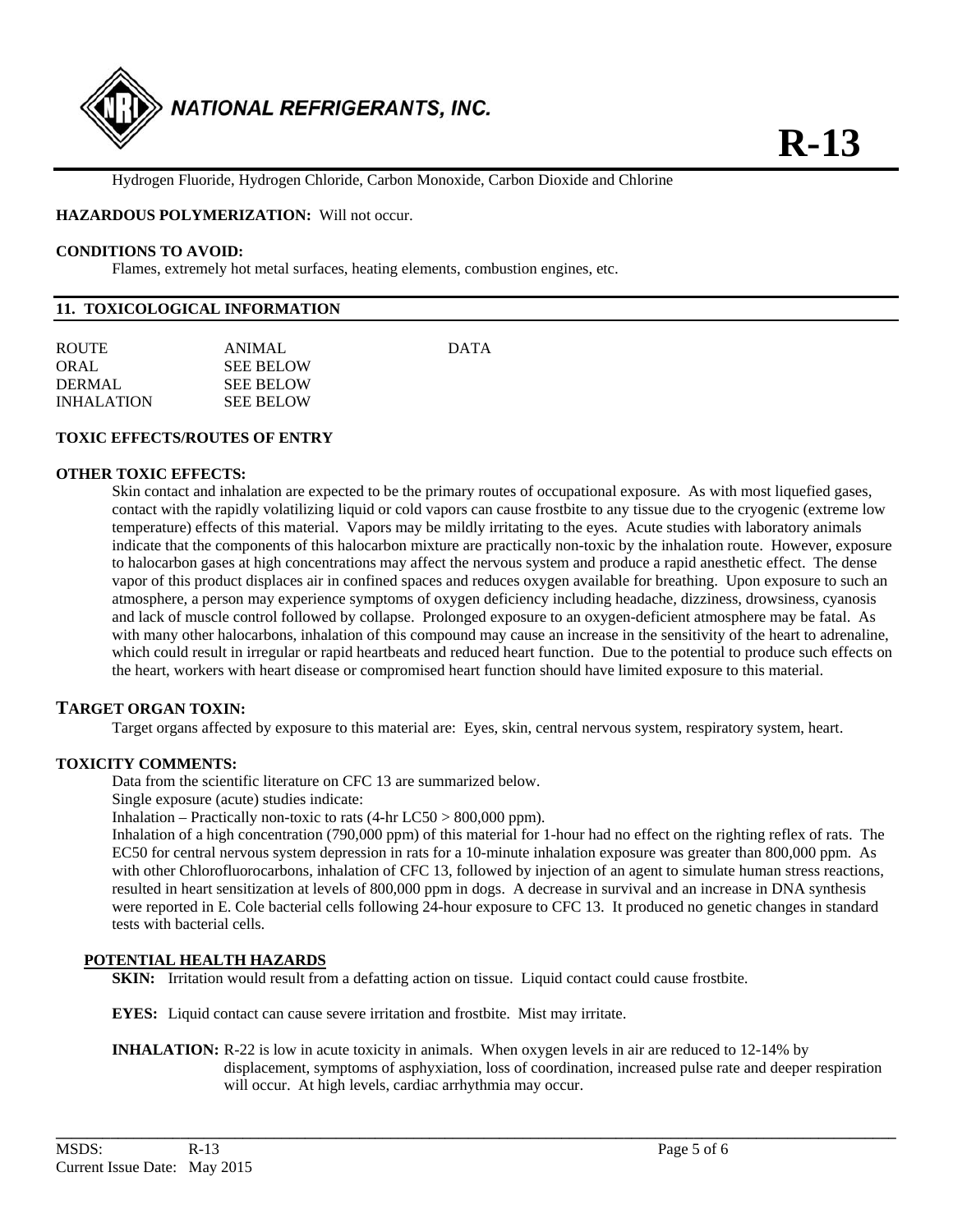Hydrogen Fluoride, Hydrogen Chloride, Carbon Monoxide, Carbon Dioxide and Chlorine

**HAZARDOUS POLYMERIZATION:** Will not occur.

**CONDITIONS TO AVOID:**

Flames, extremely hot metal surfaces, heating elements, combustion engines, etc.

## 11. TOXICOLOGICAL INFORMATION

| ROUTE | ANIMAL | DATA |
|---|---|---|
| ORAL | SEE BELOW | |
| DERMAL | SEE BELOW | |
| INHALATION | SEE BELOW | |

**TOXIC EFFECTS/ROUTES OF ENTRY**

**OTHER TOXIC EFFECTS:**

Skin contact and inhalation are expected to be the primary routes of occupational exposure. As with most liquefied gases, contact with the rapidly volatilizing liquid or cold vapors can cause frostbite to any tissue due to the cryogenic (extreme low temperature) effects of this material. Vapors may be mildly irritating to the eyes. Acute studies with laboratory animals indicate that the components of this halocarbon mixture are practically non-toxic by the inhalation route. However, exposure to halocarbon gases at high concentrations may affect the nervous system and produce a rapid anesthetic effect. The dense vapor of this product displaces air in confined spaces and reduces oxygen available for breathing. Upon exposure to such an atmosphere, a person may experience symptoms of oxygen deficiency including headache, dizziness, drowsiness, cyanosis and lack of muscle control followed by collapse. Prolonged exposure to an oxygen-deficient atmosphere may be fatal. As with many other halocarbons, inhalation of this compound may cause an increase in the sensitivity of the heart to adrenaline, which could result in irregular or rapid heartbeats and reduced heart function. Due to the potential to produce such effects on the heart, workers with heart disease or compromised heart function should have limited exposure to this material.

**TARGET ORGAN TOXIN:**

Target organs affected by exposure to this material are: Eyes, skin, central nervous system, respiratory system, heart.

**TOXICITY COMMENTS:**

Data from the scientific literature on CFC 13 are summarized below.

Single exposure (acute) studies indicate:

Inhalation – Practically non-toxic to rats (4-hr $LC50 > 800,000$ ppm).

Inhalation of a high concentration (790,000 ppm) of this material for 1-hour had no effect on the righting reflex of rats. The EC50 for central nervous system depression in rats for a 10-minute inhalation exposure was greater than 800,000 ppm. As with other Chlorofluorocarbons, inhalation of CFC 13, followed by injection of an agent to simulate human stress reactions, resulted in heart sensitization at levels of 800,000 ppm in dogs. A decrease in survival and an increase in DNA synthesis were reported in E. Cole bacterial cells following 24-hour exposure to CFC 13. It produced no genetic changes in standard tests with bacterial cells.

**POTENTIAL HEALTH HAZARDS**

**SKIN:** Irritation would result from a defatting action on tissue. Liquid contact could cause frostbite.

**EYES:** Liquid contact can cause severe irritation and frostbite. Mist may irritate.

**INHALATION:** R-22 is low in acute toxicity in animals. When oxygen levels in air are reduced to 12-14% by displacement, symptoms of asphyxiation, loss of coordination, increased pulse rate and deeper respiration will occur. At high levels, cardiac arrhythmia may occur.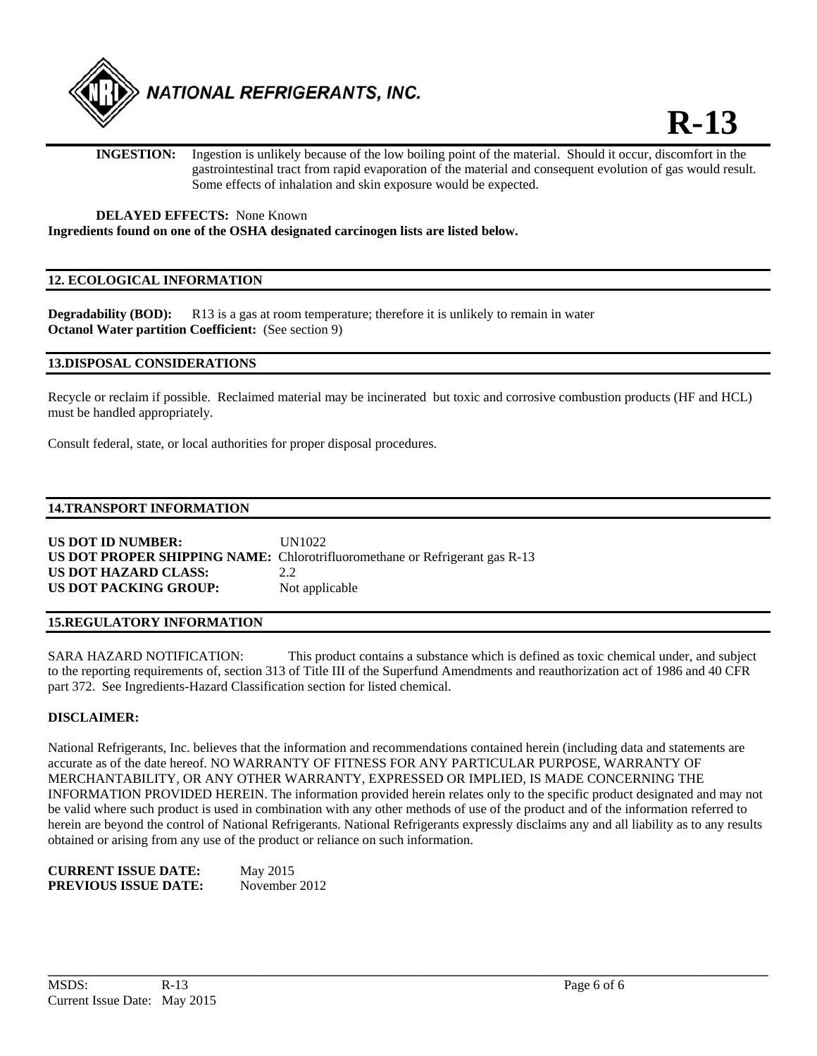**INGESTION:** Ingestion is unlikely because of the low boiling point of the material. Should it occur, discomfort in the gastrointestinal tract from rapid evaporation of the material and consequent evolution of gas would result. Some effects of inhalation and skin exposure would be expected.

**DELAYED EFFECTS:** None Known

**Ingredients found on one of the OSHA designated carcinogen lists are listed below.**

## 12. ECOLOGICAL INFORMATION

**Degradability (BOD):** R13 is a gas at room temperature; therefore it is unlikely to remain in water

**Octanol Water partition Coefficient:** (See section 9)

## 13.DISPOSAL CONSIDERATIONS

Recycle or reclaim if possible. Reclaimed material may be incinerated but toxic and corrosive combustion products (HF and HCL) must be handled appropriately.

Consult federal, state, or local authorities for proper disposal procedures.

## 14.TRANSPORT INFORMATION

**US DOT ID NUMBER:** UN1022

**US DOT PROPER SHIPPING NAME:** Chlorotrifluoromethane or Refrigerant gas R-13

**US DOT HAZARD CLASS:** 2.2

**US DOT PACKING GROUP:** Not applicable

## 15.REGULATORY INFORMATION

SARA HAZARD NOTIFICATION: This product contains a substance which is defined as toxic chemical under, and subject to the reporting requirements of, section 313 of Title III of the Superfund Amendments and reauthorization act of 1986 and 40 CFR part 372. See Ingredients-Hazard Classification section for listed chemical.

**DISCLAIMER:**

National Refrigerants, Inc. believes that the information and recommendations contained herein (including data and statements are accurate as of the date hereof. NO WARRANTY OF FITNESS FOR ANY PARTICULAR PURPOSE, WARRANTY OF MERCHANTABILITY, OR ANY OTHER WARRANTY, EXPRESSED OR IMPLIED, IS MADE CONCERNING THE INFORMATION PROVIDED HEREIN. The information provided herein relates only to the specific product designated and may not be valid where such product is used in combination with any other methods of use of the product and of the information referred to herein are beyond the control of National Refrigerants. National Refrigerants expressly disclaims any and all liability as to any results obtained or arising from any use of the product or reliance on such information.

**CURRENT ISSUE DATE:** May 2015

**PREVIOUS ISSUE DATE:** November 2012